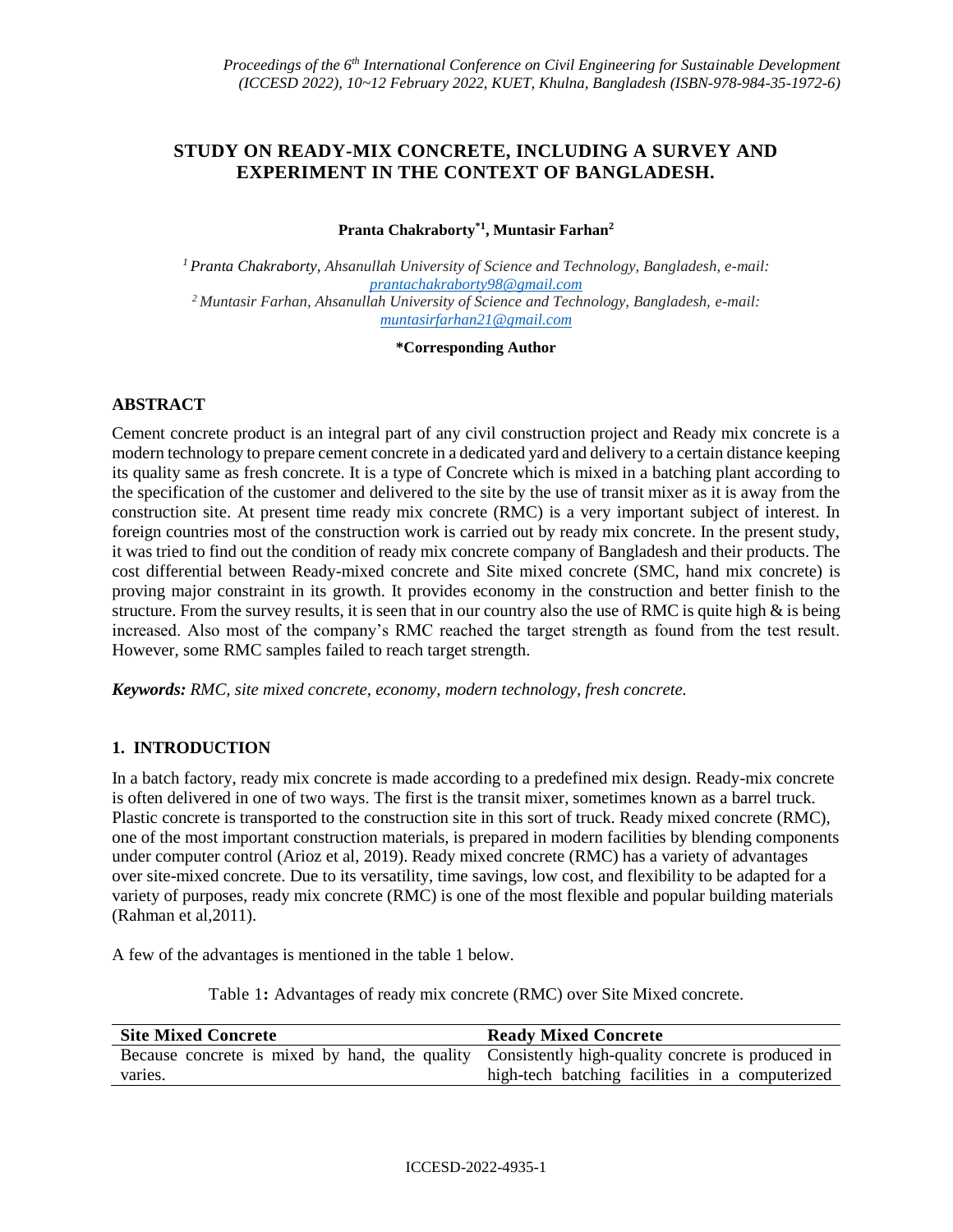# STUDY ON READY-MIX CONCRETE, INCLUDING A SURVEY AND EXPERIMENT IN THE CONTEXT OF BANGLADESH.

**Pranta Chakraborty*[1], Muntasir Farhan[2]**

[1] *Pranta Chakraborty, Ahsanullah University of Science and Technology, Bangladesh, e-mail: prantachakraborty98@gmail.com*
[2] *Muntasir Farhan, Ahsanullah University of Science and Technology, Bangladesh, e-mail: muntasirfarhan21@gmail.com*

**\*Corresponding Author**

## ABSTRACT

Cement concrete product is an integral part of any civil construction project and Ready mix concrete is a modern technology to prepare cement concrete in a dedicated yard and delivery to a certain distance keeping its quality same as fresh concrete. It is a type of Concrete which is mixed in a batching plant according to the specification of the customer and delivered to the site by the use of transit mixer as it is away from the construction site. At present time ready mix concrete (RMC) is a very important subject of interest. In foreign countries most of the construction work is carried out by ready mix concrete. In the present study, it was tried to find out the condition of ready mix concrete company of Bangladesh and their products. The cost differential between Ready-mixed concrete and Site mixed concrete (SMC, hand mix concrete) is proving major constraint in its growth. It provides economy in the construction and better finish to the structure. From the survey results, it is seen that in our country also the use of RMC is quite high & is being increased. Also most of the company's RMC reached the target strength as found from the test result. However, some RMC samples failed to reach target strength.

***Keywords:*** *RMC, site mixed concrete, economy, modern technology, fresh concrete.*

## 1. INTRODUCTION

In a batch factory, ready mix concrete is made according to a predefined mix design. Ready-mix concrete is often delivered in one of two ways. The first is the transit mixer, sometimes known as a barrel truck. Plastic concrete is transported to the construction site in this sort of truck. Ready mixed concrete (RMC), one of the most important construction materials, is prepared in modern facilities by blending components under computer control (Arioz et al, 2019). Ready mixed concrete (RMC) has a variety of advantages over site-mixed concrete. Due to its versatility, time savings, low cost, and flexibility to be adapted for a variety of purposes, ready mix concrete (RMC) is one of the most flexible and popular building materials (Rahman et al,2011).

A few of the advantages is mentioned in the table 1 below.

Table 1**:** Advantages of ready mix concrete (RMC) over Site Mixed concrete.

| Site Mixed Concrete | Ready Mixed Concrete |
|---|---|
| Because concrete is mixed by hand, the quality varies. | Consistently high-quality concrete is produced in high-tech batching facilities in a computerized |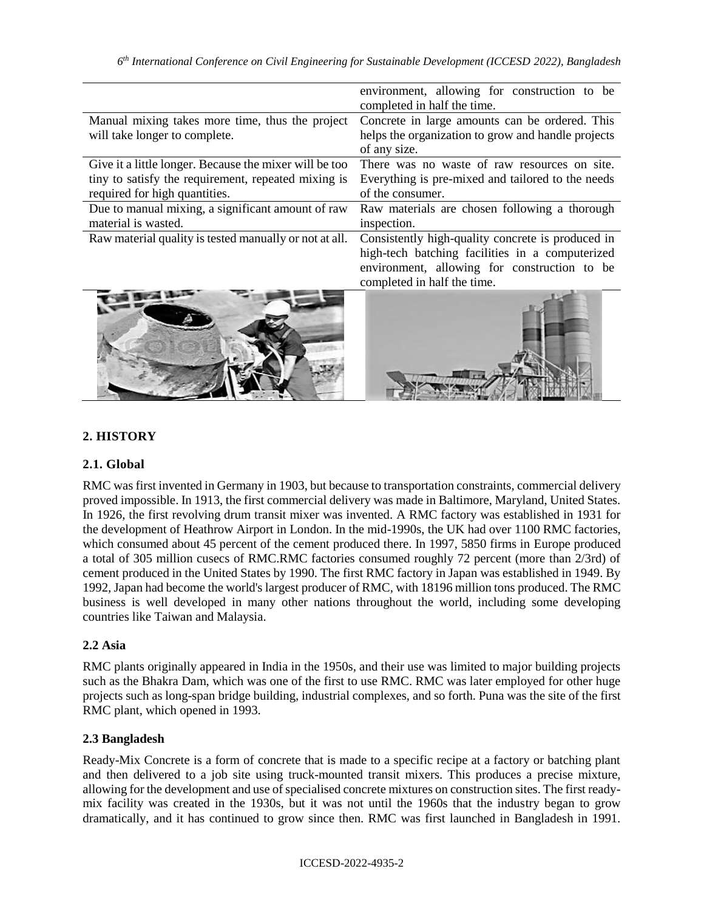| | |
|---|---|
| | environment, allowing for construction to be completed in half the time. |
| Manual mixing takes more time, thus the project will take longer to complete. | Concrete in large amounts can be ordered. This helps the organization to grow and handle projects of any size. |
| Give it a little longer. Because the mixer will be too tiny to satisfy the requirement, repeated mixing is required for high quantities. | There was no waste of raw resources on site. Everything is pre-mixed and tailored to the needs of the consumer. |
| Due to manual mixing, a significant amount of raw material is wasted. | Raw materials are chosen following a thorough inspection. |
| Raw material quality is tested manually or not at all. | Consistently high-quality concrete is produced in high-tech batching facilities in a computerized environment, allowing for construction to be completed in half the time. |

## 2. HISTORY

### 2.1. Global

RMC was first invented in Germany in 1903, but because to transportation constraints, commercial delivery proved impossible. In 1913, the first commercial delivery was made in Baltimore, Maryland, United States. In 1926, the first revolving drum transit mixer was invented. A RMC factory was established in 1931 for the development of Heathrow Airport in London. In the mid-1990s, the UK had over 1100 RMC factories, which consumed about 45 percent of the cement produced there. In 1997, 5850 firms in Europe produced a total of 305 million cusecs of RMC.RMC factories consumed roughly 72 percent (more than 2/3rd) of cement produced in the United States by 1990. The first RMC factory in Japan was established in 1949. By 1992, Japan had become the world's largest producer of RMC, with 18196 million tons produced. The RMC business is well developed in many other nations throughout the world, including some developing countries like Taiwan and Malaysia.

### 2.2 Asia

RMC plants originally appeared in India in the 1950s, and their use was limited to major building projects such as the Bhakra Dam, which was one of the first to use RMC. RMC was later employed for other huge projects such as long-span bridge building, industrial complexes, and so forth. Puna was the site of the first RMC plant, which opened in 1993.

### 2.3 Bangladesh

Ready-Mix Concrete is a form of concrete that is made to a specific recipe at a factory or batching plant and then delivered to a job site using truck-mounted transit mixers. This produces a precise mixture, allowing for the development and use of specialised concrete mixtures on construction sites. The first ready-mix facility was created in the 1930s, but it was not until the 1960s that the industry began to grow dramatically, and it has continued to grow since then. RMC was first launched in Bangladesh in 1991.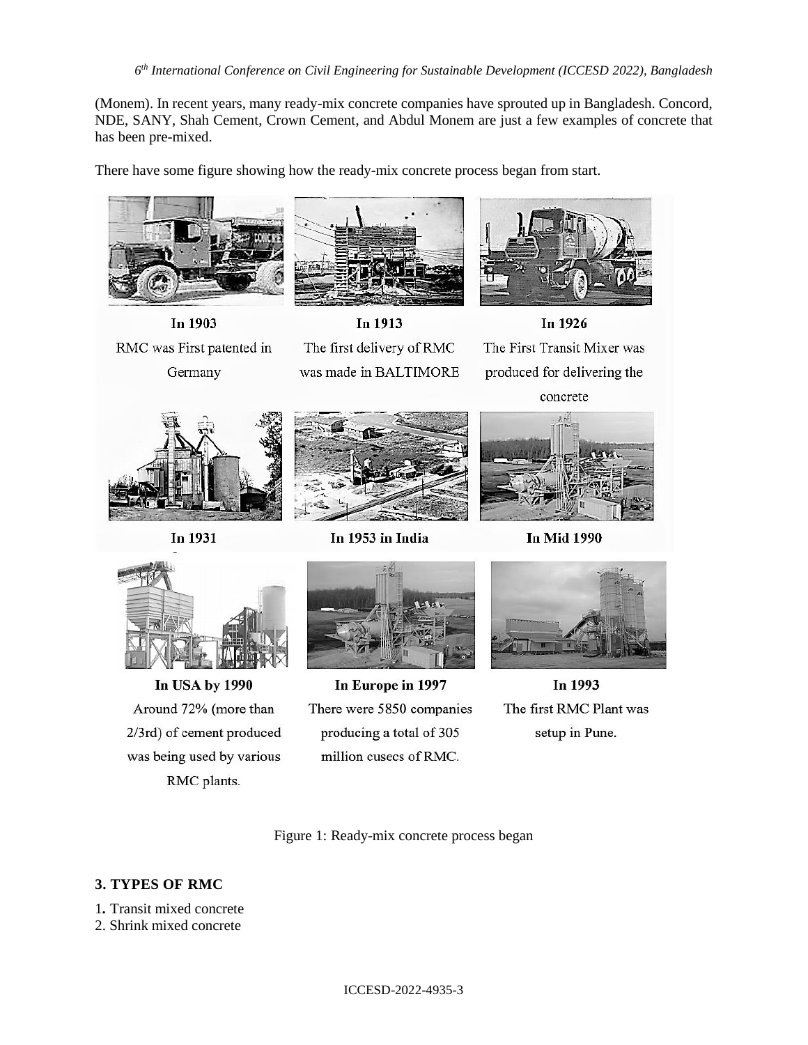(Monem). In recent years, many ready-mix concrete companies have sprouted up in Bangladesh. Concord, NDE, SANY, Shah Cement, Crown Cement, and Abdul Monem are just a few examples of concrete that has been pre-mixed.

There have some figure showing how the ready-mix concrete process began from start.

**In 1903**
RMC was First patented in Germany

**In 1913**
The first delivery of RMC was made in BALTIMORE

**In 1926**
The First Transit Mixer was produced for delivering the concrete

**In 1931**

**In 1953 in India**

**In Mid 1990**

**In USA by 1990**
Around 72% (more than 2/3rd) of cement produced was being used by various RMC plants.

**In Europe in 1997**
There were 5850 companies producing a total of 305 million cusecs of RMC.

**In 1993**
The first RMC Plant was setup in Pune.

Figure 1: Ready-mix concrete process began

### 3. TYPES OF RMC

1. Transit mixed concrete
2. Shrink mixed concrete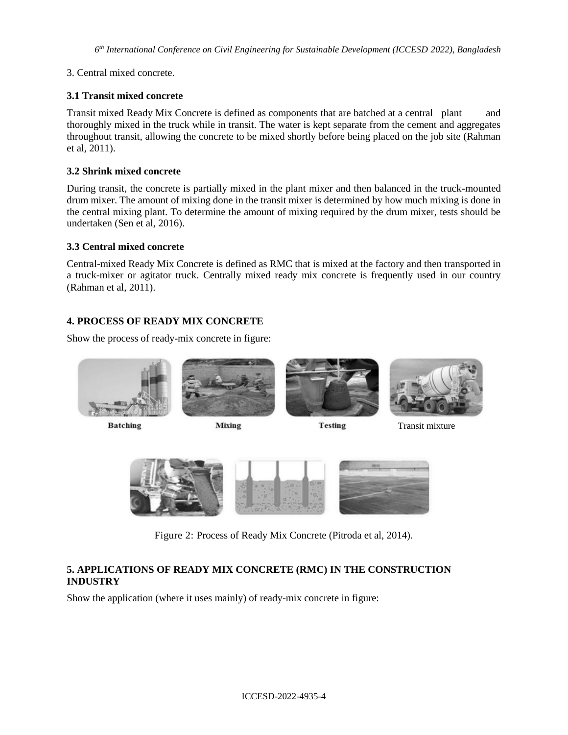3. Central mixed concrete.

### 3.1 Transit mixed concrete

Transit mixed Ready Mix Concrete is defined as components that are batched at a central plant and thoroughly mixed in the truck while in transit. The water is kept separate from the cement and aggregates throughout transit, allowing the concrete to be mixed shortly before being placed on the job site (Rahman et al, 2011).

### 3.2 Shrink mixed concrete

During transit, the concrete is partially mixed in the plant mixer and then balanced in the truck-mounted drum mixer. The amount of mixing done in the transit mixer is determined by how much mixing is done in the central mixing plant. To determine the amount of mixing required by the drum mixer, tests should be undertaken (Sen et al, 2016).

### 3.3 Central mixed concrete

Central-mixed Ready Mix Concrete is defined as RMC that is mixed at the factory and then transported in a truck-mixer or agitator truck. Centrally mixed ready mix concrete is frequently used in our country (Rahman et al, 2011).

## 4. PROCESS OF READY MIX CONCRETE

Show the process of ready-mix concrete in figure:

Batching Mixing Testing Transit mixture

Figure 2: Process of Ready Mix Concrete (Pitroda et al, 2014).

## 5. APPLICATIONS OF READY MIX CONCRETE (RMC) IN THE CONSTRUCTION INDUSTRY

Show the application (where it uses mainly) of ready-mix concrete in figure: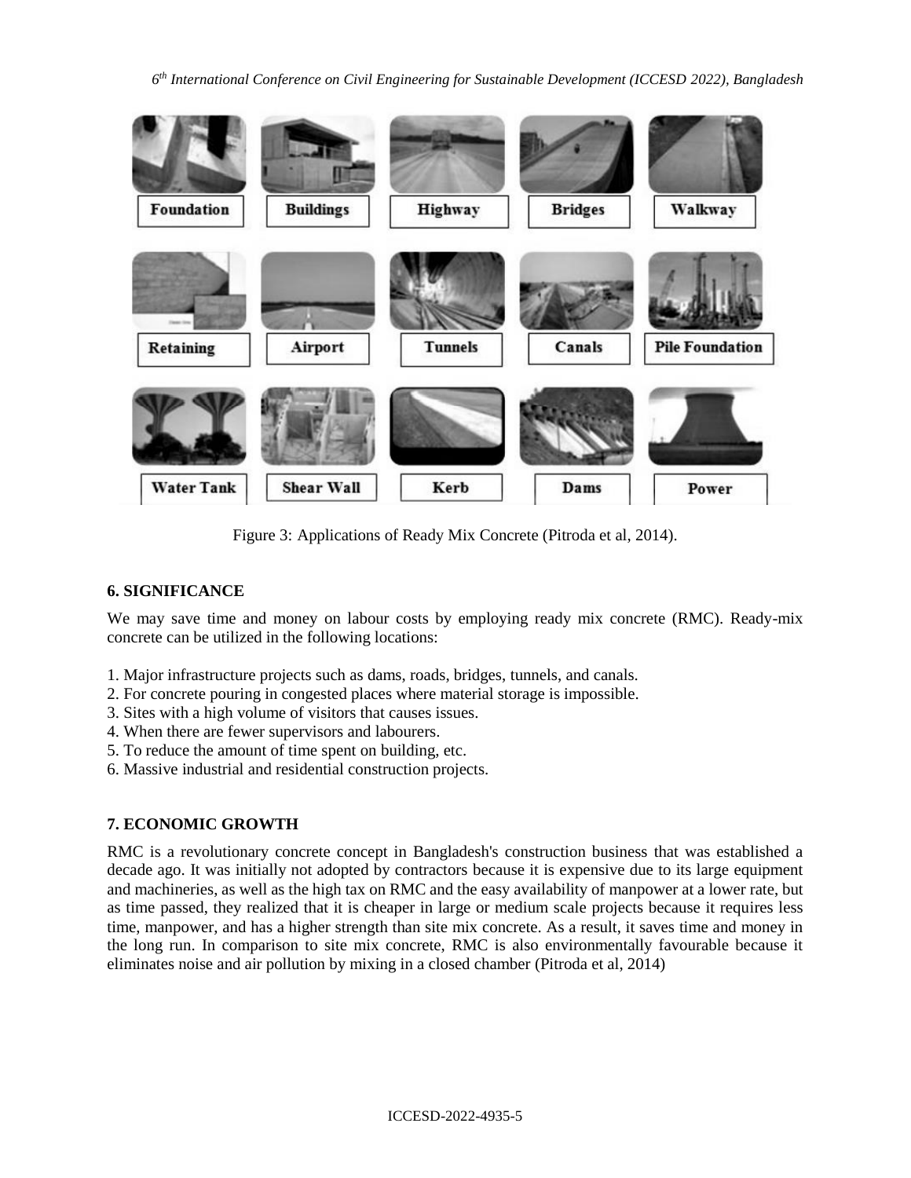Figure 3: Applications of Ready Mix Concrete (Pitroda et al, 2014).

## 6. SIGNIFICANCE

We may save time and money on labour costs by employing ready mix concrete (RMC). Ready-mix concrete can be utilized in the following locations:

1. Major infrastructure projects such as dams, roads, bridges, tunnels, and canals.
2. For concrete pouring in congested places where material storage is impossible.
3. Sites with a high volume of visitors that causes issues.
4. When there are fewer supervisors and labourers.
5. To reduce the amount of time spent on building, etc.
6. Massive industrial and residential construction projects.

## 7. ECONOMIC GROWTH

RMC is a revolutionary concrete concept in Bangladesh's construction business that was established a decade ago. It was initially not adopted by contractors because it is expensive due to its large equipment and machineries, as well as the high tax on RMC and the easy availability of manpower at a lower rate, but as time passed, they realized that it is cheaper in large or medium scale projects because it requires less time, manpower, and has a higher strength than site mix concrete. As a result, it saves time and money in the long run. In comparison to site mix concrete, RMC is also environmentally favourable because it eliminates noise and air pollution by mixing in a closed chamber (Pitroda et al, 2014)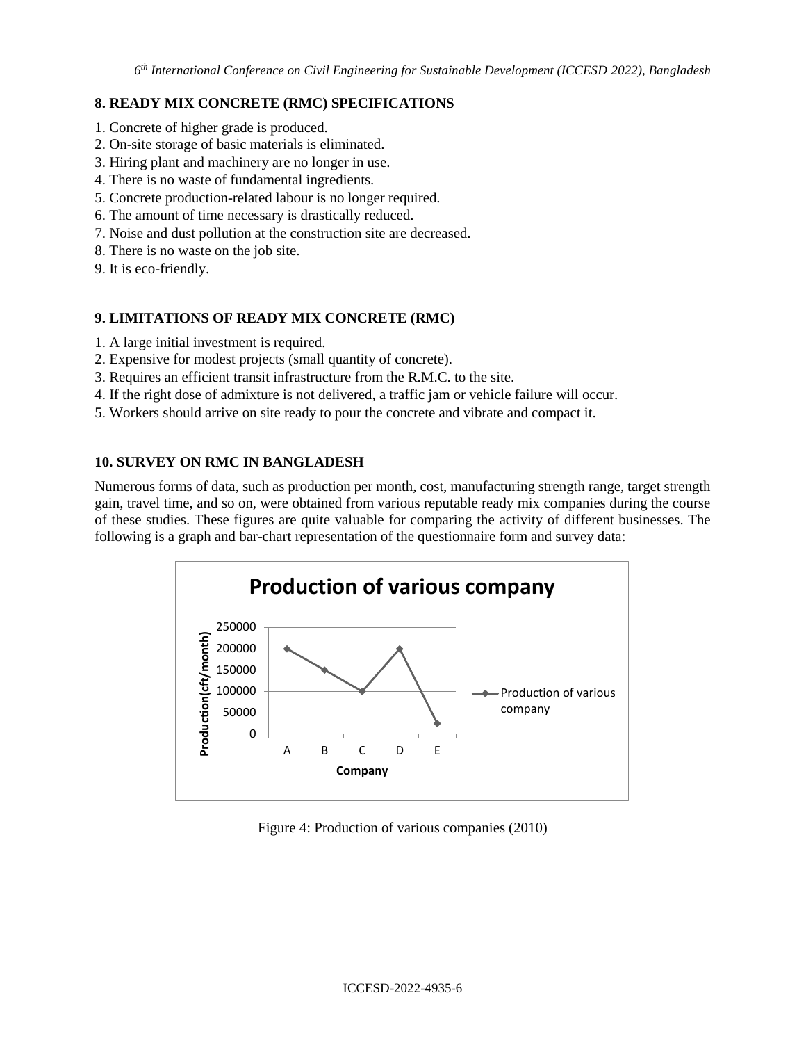## 8. READY MIX CONCRETE (RMC) SPECIFICATIONS

1. Concrete of higher grade is produced.
2. On-site storage of basic materials is eliminated.
3. Hiring plant and machinery are no longer in use.
4. There is no waste of fundamental ingredients.
5. Concrete production-related labour is no longer required.
6. The amount of time necessary is drastically reduced.
7. Noise and dust pollution at the construction site are decreased.
8. There is no waste on the job site.
9. It is eco-friendly.

## 9. LIMITATIONS OF READY MIX CONCRETE (RMC)

1. A large initial investment is required.
2. Expensive for modest projects (small quantity of concrete).
3. Requires an efficient transit infrastructure from the R.M.C. to the site.
4. If the right dose of admixture is not delivered, a traffic jam or vehicle failure will occur.
5. Workers should arrive on site ready to pour the concrete and vibrate and compact it.

## 10. SURVEY ON RMC IN BANGLADESH

Numerous forms of data, such as production per month, cost, manufacturing strength range, target strength gain, travel time, and so on, were obtained from various reputable ready mix companies during the course of these studies. These figures are quite valuable for comparing the activity of different businesses. The following is a graph and bar-chart representation of the questionnaire form and survey data:

Figure 4: Production of various companies (2010)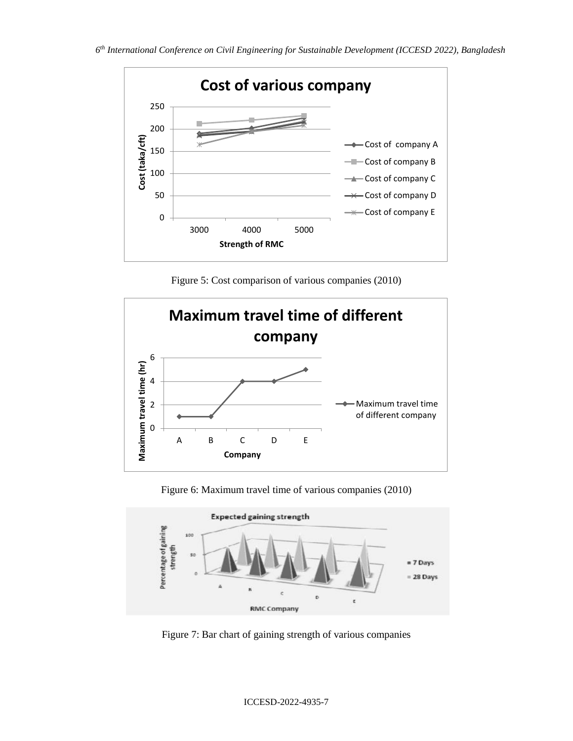Figure 5: Cost comparison of various companies (2010)

Figure 6: Maximum travel time of various companies (2010)

Figure 7: Bar chart of gaining strength of various companies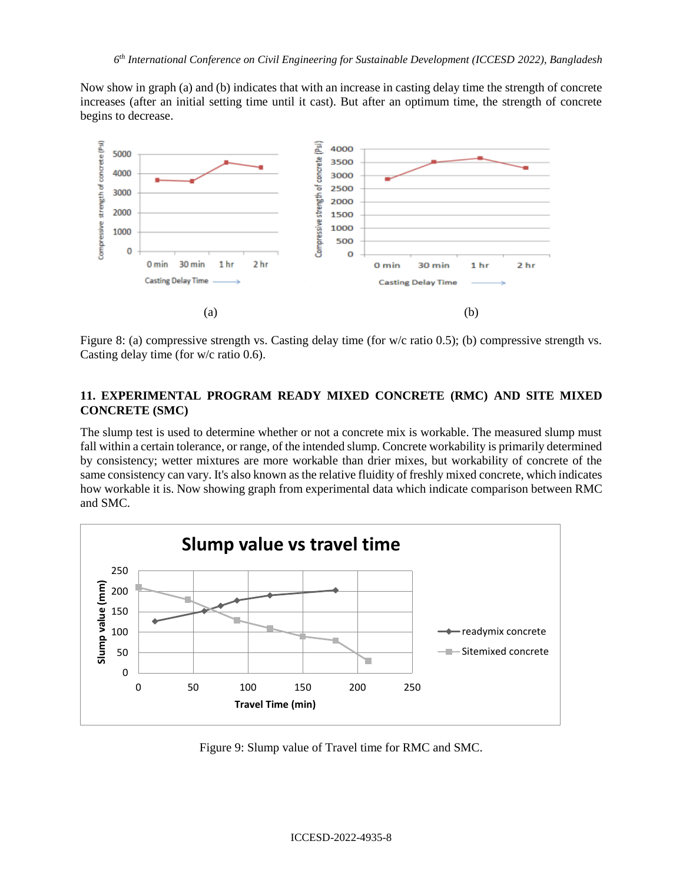Now show in graph (a) and (b) indicates that with an increase in casting delay time the strength of concrete increases (after an initial setting time until it cast). But after an optimum time, the strength of concrete begins to decrease.

(a)

(b)

Figure 8: (a) compressive strength vs. Casting delay time (for w/c ratio 0.5); (b) compressive strength vs. Casting delay time (for w/c ratio 0.6).

## 11. EXPERIMENTAL PROGRAM READY MIXED CONCRETE (RMC) AND SITE MIXED CONCRETE (SMC)

The slump test is used to determine whether or not a concrete mix is workable. The measured slump must fall within a certain tolerance, or range, of the intended slump. Concrete workability is primarily determined by consistency; wetter mixtures are more workable than drier mixes, but workability of concrete of the same consistency can vary. It's also known as the relative fluidity of freshly mixed concrete, which indicates how workable it is. Now showing graph from experimental data which indicate comparison between RMC and SMC.

Figure 9: Slump value of Travel time for RMC and SMC.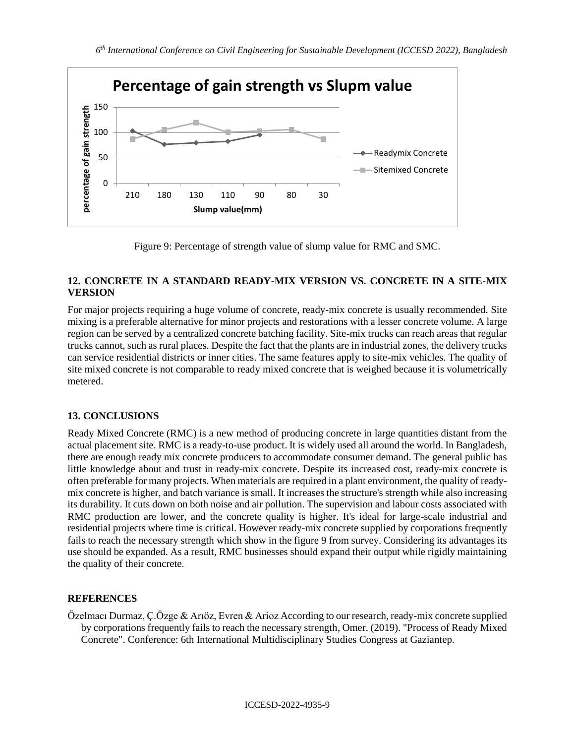Figure 9: Percentage of strength value of slump value for RMC and SMC.

## 12. CONCRETE IN A STANDARD READY-MIX VERSION VS. CONCRETE IN A SITE-MIX VERSION

For major projects requiring a huge volume of concrete, ready-mix concrete is usually recommended. Site mixing is a preferable alternative for minor projects and restorations with a lesser concrete volume. A large region can be served by a centralized concrete batching facility. Site-mix trucks can reach areas that regular trucks cannot, such as rural places. Despite the fact that the plants are in industrial zones, the delivery trucks can service residential districts or inner cities. The same features apply to site-mix vehicles. The quality of site mixed concrete is not comparable to ready mixed concrete that is weighed because it is volumetrically metered.

## 13. CONCLUSIONS

Ready Mixed Concrete (RMC) is a new method of producing concrete in large quantities distant from the actual placement site. RMC is a ready-to-use product. It is widely used all around the world. In Bangladesh, there are enough ready mix concrete producers to accommodate consumer demand. The general public has little knowledge about and trust in ready-mix concrete. Despite its increased cost, ready-mix concrete is often preferable for many projects. When materials are required in a plant environment, the quality of ready-mix concrete is higher, and batch variance is small. It increases the structure's strength while also increasing its durability. It cuts down on both noise and air pollution. The supervision and labour costs associated with RMC production are lower, and the concrete quality is higher. It's ideal for large-scale industrial and residential projects where time is critical. However ready-mix concrete supplied by corporations frequently fails to reach the necessary strength which show in the figure 9 from survey. Considering its advantages its use should be expanded. As a result, RMC businesses should expand their output while rigidly maintaining the quality of their concrete.

## REFERENCES

Özelmacı Durmaz, Ç.Özge & Arıöz, Evren & Arioz According to our research, ready-mix concrete supplied by corporations frequently fails to reach the necessary strength, Omer. (2019). "Process of Ready Mixed Concrete". Conference: 6th International Multidisciplinary Studies Congress at Gaziantep.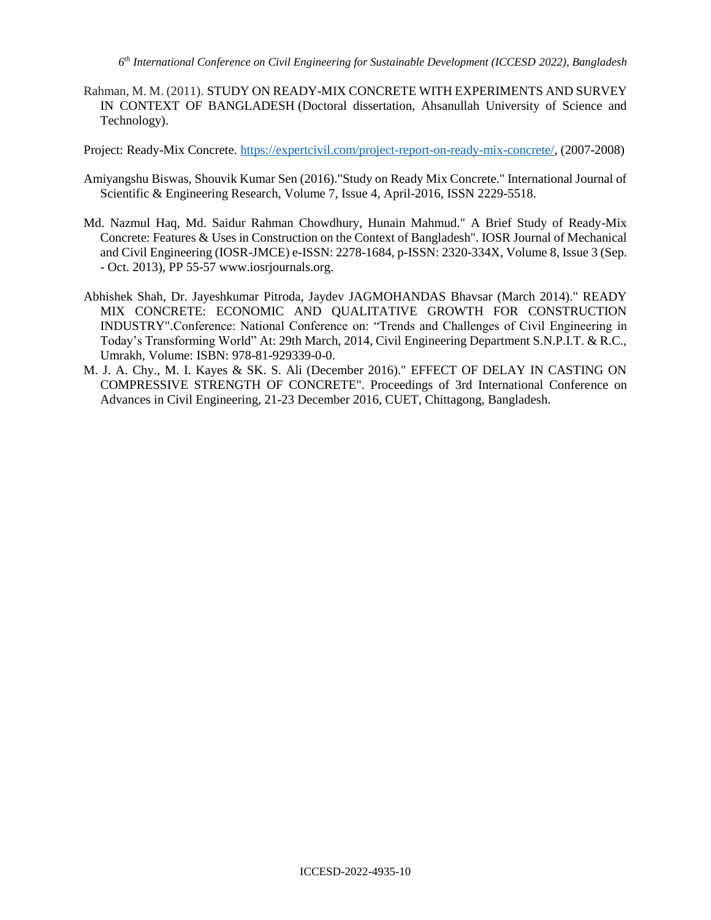Rahman, M. M. (2011). STUDY ON READY-MIX CONCRETE WITH EXPERIMENTS AND SURVEY IN CONTEXT OF BANGLADESH (Doctoral dissertation, Ahsanullah University of Science and Technology).

Project: Ready-Mix Concrete. https://expertcivil.com/project-report-on-ready-mix-concrete/, (2007-2008)

Amiyangshu Biswas, Shouvik Kumar Sen (2016)."Study on Ready Mix Concrete." International Journal of Scientific & Engineering Research, Volume 7, Issue 4, April-2016, ISSN 2229-5518.

Md. Nazmul Haq, Md. Saidur Rahman Chowdhury, Hunain Mahmud." A Brief Study of Ready-Mix Concrete: Features & Uses in Construction on the Context of Bangladesh". IOSR Journal of Mechanical and Civil Engineering (IOSR-JMCE) e-ISSN: 2278-1684, p-ISSN: 2320-334X, Volume 8, Issue 3 (Sep. - Oct. 2013), PP 55-57 www.iosrjournals.org.

Abhishek Shah, Dr. Jayeshkumar Pitroda, Jaydev JAGMOHANDAS Bhavsar (March 2014)." READY MIX CONCRETE: ECONOMIC AND QUALITATIVE GROWTH FOR CONSTRUCTION INDUSTRY".Conference: National Conference on: "Trends and Challenges of Civil Engineering in Today's Transforming World" At: 29th March, 2014, Civil Engineering Department S.N.P.I.T. & R.C., Umrakh, Volume: ISBN: 978-81-929339-0-0.

M. J. A. Chy., M. I. Kayes & SK. S. Ali (December 2016)." EFFECT OF DELAY IN CASTING ON COMPRESSIVE STRENGTH OF CONCRETE". Proceedings of 3rd International Conference on Advances in Civil Engineering, 21-23 December 2016, CUET, Chittagong, Bangladesh.